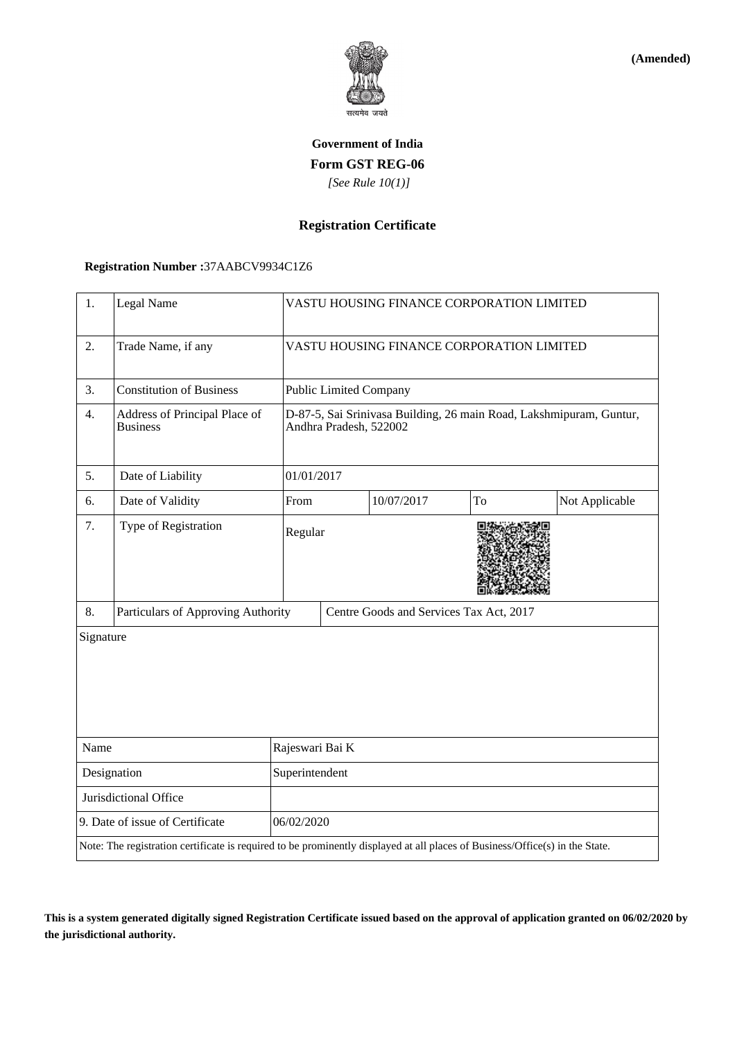**(Amended)**

सत्यमेव जयते

**Government of India**

**Form GST REG-06**

*[See Rule 10(1)]*

**Registration Certificate**

**Registration Number :**37AABCV9934C1Z6

| | | | | | |
|---|---|---|---|---|---|
| 1. | Legal Name | VASTU HOUSING FINANCE CORPORATION LIMITED | | | |
| 2. | Trade Name, if any | VASTU HOUSING FINANCE CORPORATION LIMITED | | | |
| 3. | Constitution of Business | Public Limited Company | | | |
| 4. | Address of Principal Place of Business | D-87-5, Sai Srinivasa Building, 26 main Road, Lakshmipuram, Guntur, Andhra Pradesh, 522002 | | | |
| 5. | Date of Liability | 01/01/2017 | | | |
| 6. | Date of Validity | From | 10/07/2017 | To | Not Applicable |
| 7. | Type of Registration | Regular | | | |
| 8. | Particulars of Approving Authority | Centre Goods and Services Tax Act, 2017 | | | |

Signature

| | |
|---|---|
| Name | Rajeswari Bai K |
| Designation | Superintendent |
| Jurisdictional Office | |
| 9. Date of issue of Certificate | 06/02/2020 |

Note: The registration certificate is required to be prominently displayed at all places of Business/Office(s) in the State.

**This is a system generated digitally signed Registration Certificate issued based on the approval of application granted on 06/02/2020 by the jurisdictional authority.**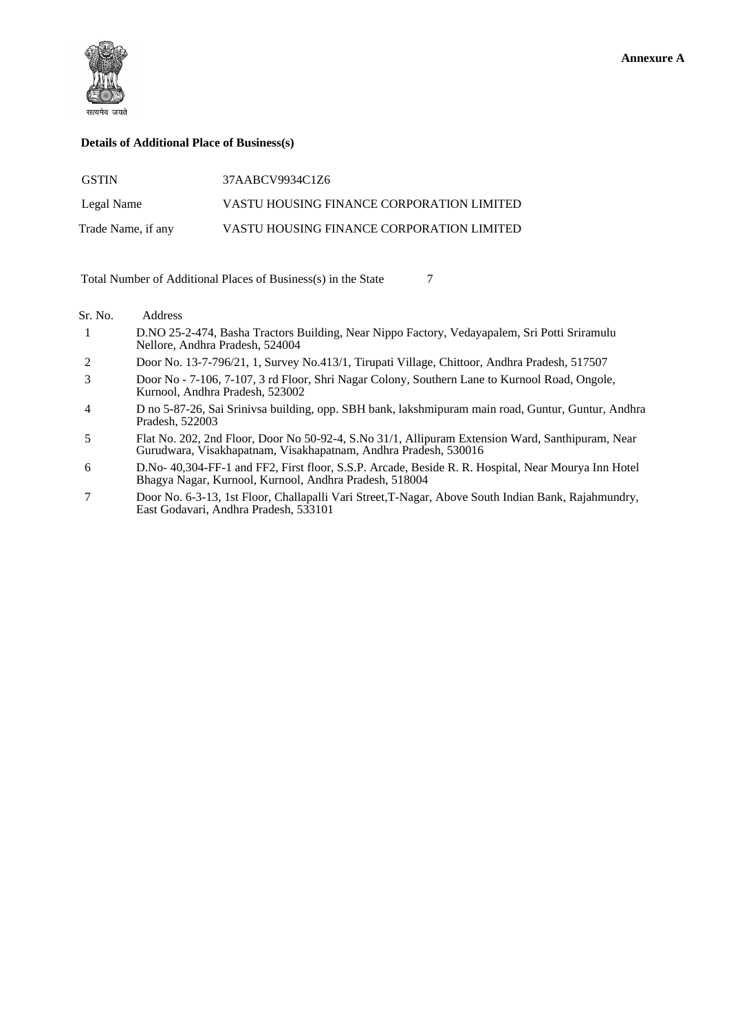**Annexure A**

सत्यमेव जयते

**Details of Additional Place of Business(s)**

| | |
|---|---|
| GSTIN | 37AABCV9934C1Z6 |
| Legal Name | VASTU HOUSING FINANCE CORPORATION LIMITED |
| Trade Name, if any | VASTU HOUSING FINANCE CORPORATION LIMITED |

Total Number of Additional Places of Business(s) in the State 7

| Sr. No. | Address |
|---|---|
| 1 | D.NO 25-2-474, Basha Tractors Building, Near Nippo Factory, Vedayapalem, Sri Potti Sriramulu Nellore, Andhra Pradesh, 524004 |
| 2 | Door No. 13-7-796/21, 1, Survey No.413/1, Tirupati Village, Chittoor, Andhra Pradesh, 517507 |
| 3 | Door No - 7-106, 7-107, 3 rd Floor, Shri Nagar Colony, Southern Lane to Kurnool Road, Ongole, Kurnool, Andhra Pradesh, 523002 |
| 4 | D no 5-87-26, Sai Srinivsa building, opp. SBH bank, lakshmipuram main road, Guntur, Guntur, Andhra Pradesh, 522003 |
| 5 | Flat No. 202, 2nd Floor, Door No 50-92-4, S.No 31/1, Allipuram Extension Ward, Santhipuram, Near Gurudwara, Visakhapatnam, Visakhapatnam, Andhra Pradesh, 530016 |
| 6 | D.No- 40,304-FF-1 and FF2, First floor, S.S.P. Arcade, Beside R. R. Hospital, Near Mourya Inn Hotel Bhagya Nagar, Kurnool, Kurnool, Andhra Pradesh, 518004 |
| 7 | Door No. 6-3-13, 1st Floor, Challapalli Vari Street,T-Nagar, Above South Indian Bank, Rajahmundry, East Godavari, Andhra Pradesh, 533101 |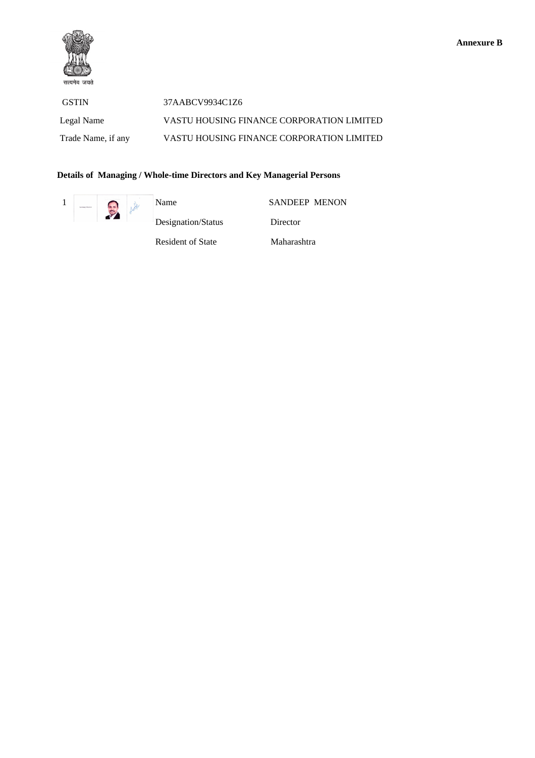Annexure B

| | |
|---|---|
| GSTIN | 37AABCV9934C1Z6 |
| Legal Name | VASTU HOUSING FINANCE CORPORATION LIMITED |
| Trade Name, if any | VASTU HOUSING FINANCE CORPORATION LIMITED |

**Details of Managing / Whole-time Directors and Key Managerial Persons**

| | | |
|---|---|---|
| 1 | Name | SANDEEP MENON |
| | Designation/Status | Director |
| | Resident of State | Maharashtra |